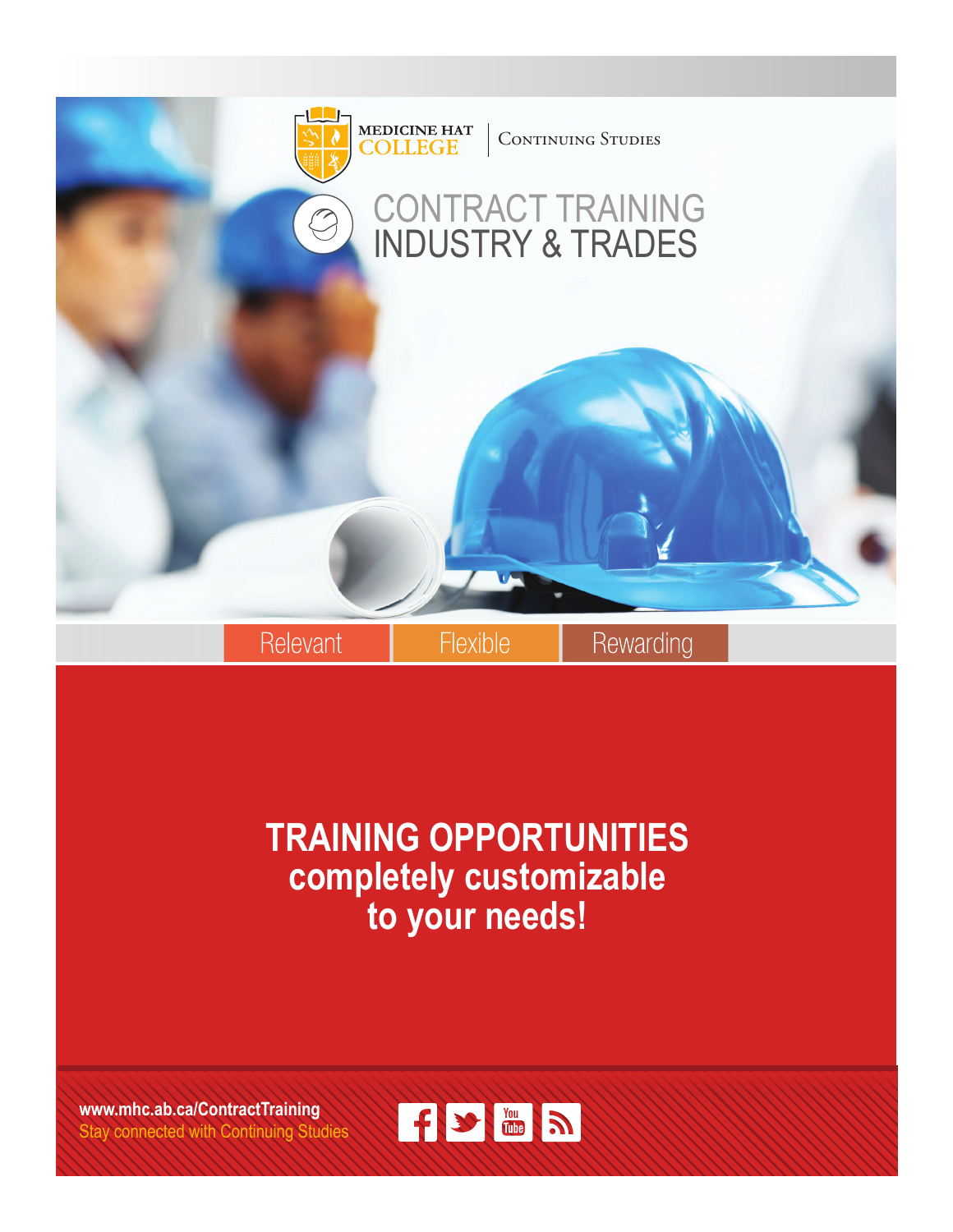MEDICINE HAT COLLEGE | Continuing Studies

# CONTRACT TRAINING
# INDUSTRY & TRADES

Relevant | Flexible | Rewarding

## TRAINING OPPORTUNITIES completely customizable to your needs!

**www.mhc.ab.ca/ContractTraining**

Stay connected with Continuing Studies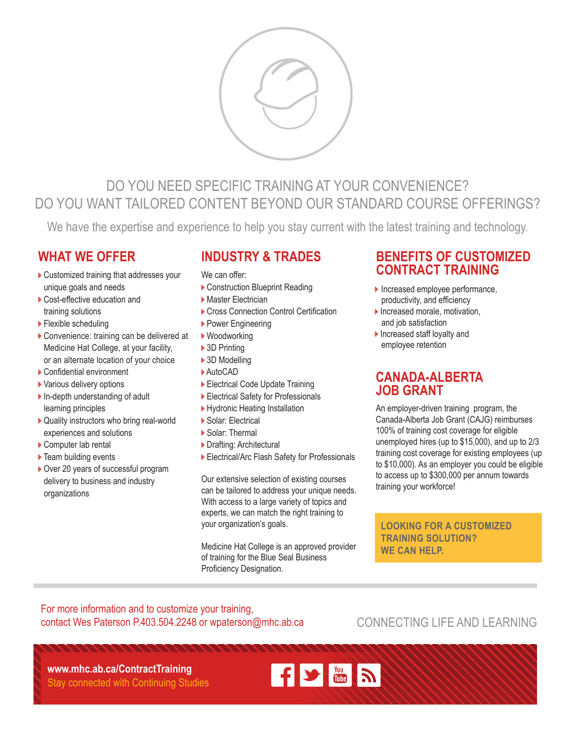DO YOU NEED SPECIFIC TRAINING AT YOUR CONVENIENCE?
DO YOU WANT TAILORED CONTENT BEYOND OUR STANDARD COURSE OFFERINGS?

We have the expertise and experience to help you stay current with the latest training and technology.

## WHAT WE OFFER

- Customized training that addresses your unique goals and needs
- Cost-effective education and training solutions
- Flexible scheduling
- Convenience: training can be delivered at Medicine Hat College, at your facility, or an alternate location of your choice
- Confidential environment
- Various delivery options
- In-depth understanding of adult learning principles
- Quality instructors who bring real-world experiences and solutions
- Computer lab rental
- Team building events
- Over 20 years of successful program delivery to business and industry organizations

## INDUSTRY & TRADES

We can offer:

- Construction Blueprint Reading
- Master Electrician
- Cross Connection Control Certification
- Power Engineering
- Woodworking
- 3D Printing
- 3D Modelling
- AutoCAD
- Electrical Code Update Training
- Electrical Safety for Professionals
- Hydronic Heating Installation
- Solar: Electrical
- Solar: Thermal
- Drafting: Architectural
- Electrical/Arc Flash Safety for Professionals

Our extensive selection of existing courses can be tailored to address your unique needs. With access to a large variety of topics and experts, we can match the right training to your organization's goals.

Medicine Hat College is an approved provider of training for the Blue Seal Business Proficiency Designation.

## BENEFITS OF CUSTOMIZED CONTRACT TRAINING

- Increased employee performance, productivity, and efficiency
- Increased morale, motivation, and job satisfaction
- Increased staff loyalty and employee retention

## CANADA-ALBERTA JOB GRANT

An employer-driven training program, the Canada-Alberta Job Grant (CAJG) reimburses 100% of training cost coverage for eligible unemployed hires (up to $15,000), and up to 2/3 training cost coverage for existing employees (up to $10,000). As an employer you could be eligible to access up to $300,000 per annum towards training your workforce!

**LOOKING FOR A CUSTOMIZED TRAINING SOLUTION? WE CAN HELP.**

For more information and to customize your training, contact Wes Paterson P.403.504.2248 or wpaterson@mhc.ab.ca

CONNECTING LIFE AND LEARNING

**www.mhc.ab.ca/ContractTraining**
Stay connected with Continuing Studies